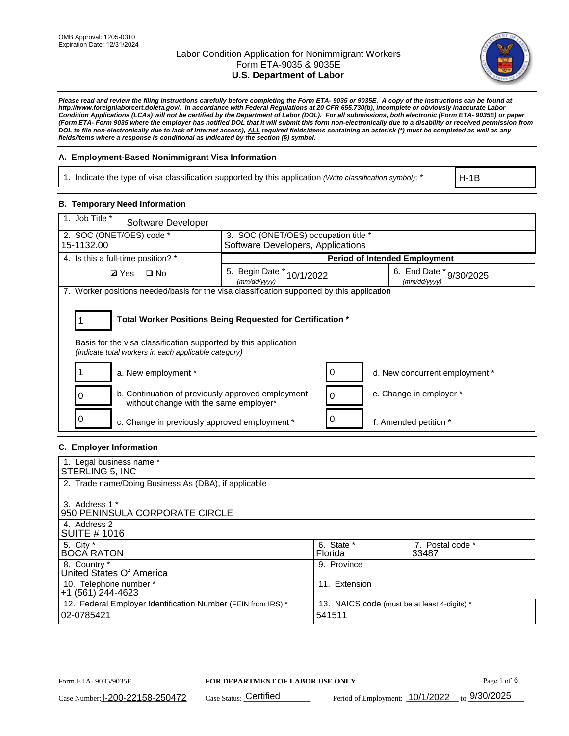OMB Approval: 1205-0310
Expiration Date: 12/31/2024

# Labor Condition Application for Nonimmigrant Workers
## Form ETA-9035 & 9035E
## U.S. Department of Labor

***Please read and review the filing instructions carefully before completing the Form ETA- 9035 or 9035E. A copy of the instructions can be found at http://www.foreignlaborcert.doleta.gov/. In accordance with Federal Regulations at 20 CFR 655.730(b), incomplete or obviously inaccurate Labor Condition Applications (LCAs) will not be certified by the Department of Labor (DOL). For all submissions, both electronic (Form ETA- 9035E) or paper (Form ETA- Form 9035 where the employer has notified DOL that it will submit this form non-electronically due to a disability or received permission from DOL to file non-electronically due to lack of Internet access), ALL required fields/items containing an asterisk (*) must be completed as well as any fields/items where a response is conditional as indicated by the section (§) symbol.***

### A. Employment-Based Nonimmigrant Visa Information

| 1. Indicate the type of visa classification supported by this application *(Write classification symbol)*: * | H-1B |
|---|---|

### B. Temporary Need Information

| 1. Job Title * Software Developer | | |
|---|---|---|
| 2. SOC (ONET/OES) code * 15-1132.00 | 3. SOC (ONET/OES) occupation title * Software Developers, Applications | |
| 4. Is this a full-time position? * | **Period of Intended Employment** | |
| ☑ Yes ☐ No | 5. Begin Date * *(mm/dd/yyyy)* 10/1/2022 | 6. End Date * *(mm/dd/yyyy)* 9/30/2025 |

7. Worker positions needed/basis for the visa classification supported by this application

**1 — Total Worker Positions Being Requested for Certification \***

Basis for the visa classification supported by this application
*(indicate total workers in each applicable category)*

| Count | Category | Count | Category |
|---|---|---|---|
| 1 | a. New employment * | 0 | d. New concurrent employment * |
| 0 | b. Continuation of previously approved employment without change with the same employer* | 0 | e. Change in employer * |
| 0 | c. Change in previously approved employment * | 0 | f. Amended petition * |

### C. Employer Information

| 1. Legal business name * STERLING 5, INC | | |
|---|---|---|
| 2. Trade name/Doing Business As (DBA), if applicable | | |
| 3. Address 1 * 950 PENINSULA CORPORATE CIRCLE | | |
| 4. Address 2 SUITE # 1016 | | |
| 5. City * BOCA RATON | 6. State * Florida | 7. Postal code * 33487 |
| 8. Country * United States Of America | 9. Province | |
| 10. Telephone number * +1 (561) 244-4623 | 11. Extension | |
| 12. Federal Employer Identification Number (FEIN from IRS) * 02-0785421 | 13. NAICS code (must be at least 4-digits) * 541511 | |

Form ETA- 9035/9035E — **FOR DEPARTMENT OF LABOR USE ONLY**

Case Number: I-200-22158-250472 Case Status: Certified Period of Employment: 10/1/2022 to 9/30/2025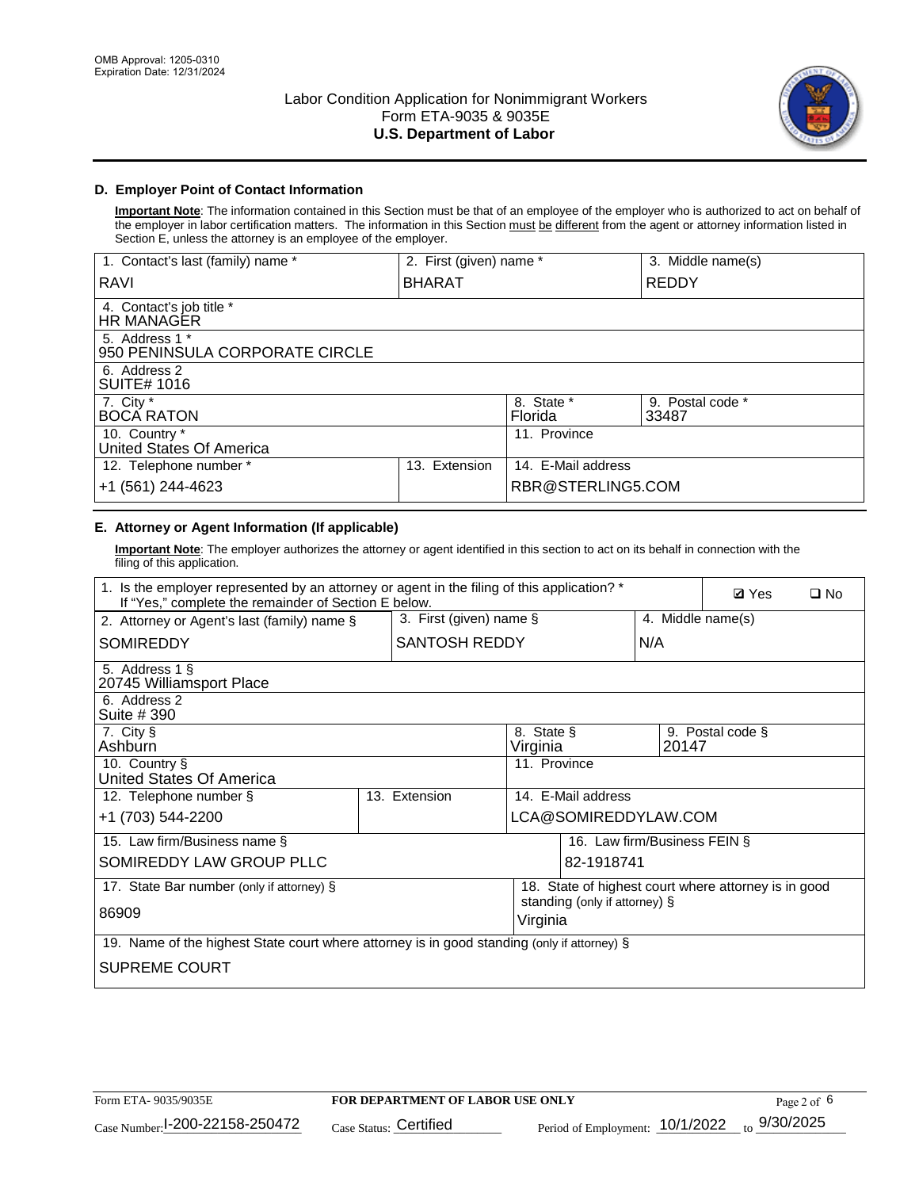OMB Approval: 1205-0310
Expiration Date: 12/31/2024

# Labor Condition Application for Nonimmigrant Workers
Form ETA-9035 & 9035E
**U.S. Department of Labor**

## D. Employer Point of Contact Information

**Important Note**: The information contained in this Section must be that of an employee of the employer who is authorized to act on behalf of the employer in labor certification matters. The information in this Section must be different from the agent or attorney information listed in Section E, unless the attorney is an employee of the employer.

| 1. Contact's last (family) name * | 2. First (given) name * | 3. Middle name(s) |
|---|---|---|
| RAVI | BHARAT | REDDY |
| 4. Contact's job title * HR MANAGER | | |
| 5. Address 1 * 950 PENINSULA CORPORATE CIRCLE | | |
| 6. Address 2 SUITE# 1016 | | |
| 7. City * BOCA RATON | 8. State * Florida | 9. Postal code * 33487 |
| 10. Country * United States Of America | 11. Province | |
| 12. Telephone number * +1 (561) 244-4623 | 13. Extension | 14. E-Mail address RBR@STERLING5.COM |

## E. Attorney or Agent Information (If applicable)

**Important Note**: The employer authorizes the attorney or agent identified in this section to act on its behalf in connection with the filing of this application.

| 1. Is the employer represented by an attorney or agent in the filing of this application? * If "Yes," complete the remainder of Section E below. | | ☑ Yes ☐ No |
|---|---|---|
| 2. Attorney or Agent's last (family) name § | 3. First (given) name § | 4. Middle name(s) |
| SOMIREDDY | SANTOSH REDDY | N/A |
| 5. Address 1 § 20745 Williamsport Place | | |
| 6. Address 2 Suite # 390 | | |
| 7. City § Ashburn | 8. State § Virginia | 9. Postal code § 20147 |
| 10. Country § United States Of America | 11. Province | |
| 12. Telephone number § +1 (703) 544-2200 | 13. Extension | 14. E-Mail address LCA@SOMIREDDYLAW.COM |
| 15. Law firm/Business name § SOMIREDDY LAW GROUP PLLC | | 16. Law firm/Business FEIN § 82-1918741 |
| 17. State Bar number (only if attorney) § 86909 | | 18. State of highest court where attorney is in good standing (only if attorney) § Virginia |
| 19. Name of the highest State court where attorney is in good standing (only if attorney) § SUPREME COURT | | |

Form ETA- 9035/9035E | **FOR DEPARTMENT OF LABOR USE ONLY**
Case Number: I-200-22158-250472 | Case Status: Certified | Period of Employment: 10/1/2022 to 9/30/2025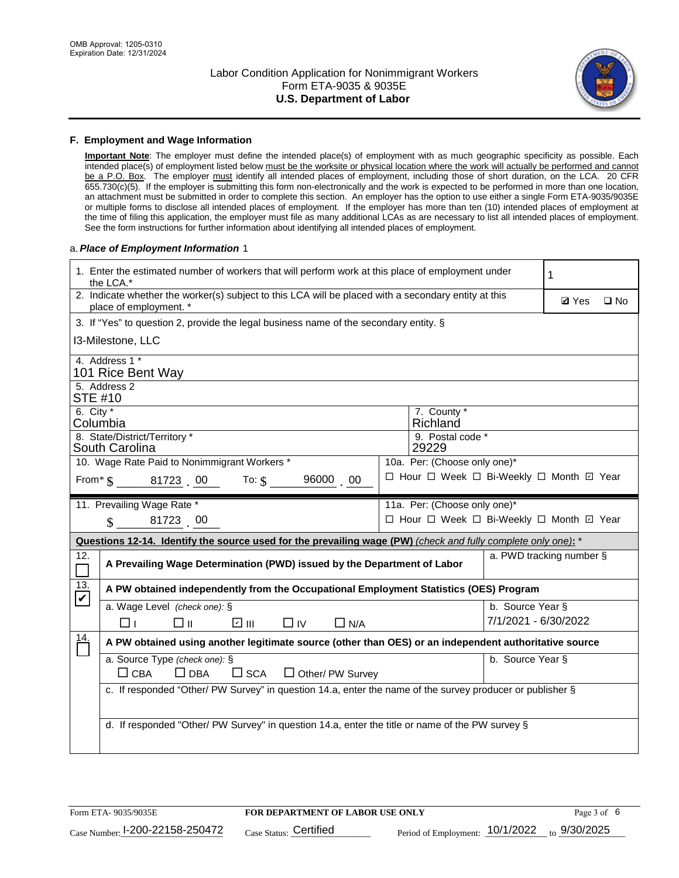OMB Approval: 1205-0310
Expiration Date: 12/31/2024

# Labor Condition Application for Nonimmigrant Workers
## Form ETA-9035 & 9035E
## U.S. Department of Labor

### F. Employment and Wage Information

**Important Note**: The employer must define the intended place(s) of employment with as much geographic specificity as possible. Each intended place(s) of employment listed below must be the worksite or physical location where the work will actually be performed and cannot be a P.O. Box. The employer must identify all intended places of employment, including those of short duration, on the LCA. 20 CFR 655.730(c)(5). If the employer is submitting this form non-electronically and the work is expected to be performed in more than one location, an attachment must be submitted in order to complete this section. An employer has the option to use either a single Form ETA-9035/9035E or multiple forms to disclose all intended places of employment. If the employer has more than ten (10) intended places of employment at the time of filing this application, the employer must file as many additional LCAs as are necessary to list all intended places of employment. See the form instructions for further information about identifying all intended places of employment.

a. ***Place of Employment Information*** 1

| | |
|---|---|
| 1. Enter the estimated number of workers that will perform work at this place of employment under the LCA.* | 1 |
| 2. Indicate whether the worker(s) subject to this LCA will be placed with a secondary entity at this place of employment. * | ☑ Yes ☐ No |
| 3. If "Yes" to question 2, provide the legal business name of the secondary entity. § I3-Milestone, LLC | |
| 4. Address 1 * 101 Rice Bent Way | |
| 5. Address 2 STE #10 | |
| 6. City * Columbia | 7. County * Richland |
| 8. State/District/Territory * South Carolina | 9. Postal code * 29229 |
| 10. Wage Rate Paid to Nonimmigrant Workers * From* $ 81723 . 00 To: $ 96000 . 00 | 10a. Per: (Choose only one)* ☐ Hour ☐ Week ☐ Bi-Weekly ☐ Month ☑ Year |
| 11. Prevailing Wage Rate * $ 81723 . 00 | 11a. Per: (Choose only one)* ☐ Hour ☐ Week ☐ Bi-Weekly ☐ Month ☑ Year |

**Questions 12-14. Identify the source used for the prevailing wage (PW)** *(check and fully complete only one)*: *

| | | |
|---|---|---|
| 12. ☐ | **A Prevailing Wage Determination (PWD) issued by the Department of Labor** | a. PWD tracking number § |
| 13. ☑ | **A PW obtained independently from the Occupational Employment Statistics (OES) Program** | |
| | a. Wage Level *(check one)*: § ☐ I ☐ II ☑ III ☐ IV ☐ N/A | b. Source Year § 7/1/2021 - 6/30/2022 |
| 14. ☐ | **A PW obtained using another legitimate source (other than OES) or an independent authoritative source** | |
| | a. Source Type *(check one)*: § ☐ CBA ☐ DBA ☐ SCA ☐ Other/ PW Survey | b. Source Year § |
| | c. If responded "Other/ PW Survey" in question 14.a, enter the name of the survey producer or publisher § | |
| | d. If responded "Other/ PW Survey" in question 14.a, enter the title or name of the PW survey § | |

Form ETA- 9035/9035E | **FOR DEPARTMENT OF LABOR USE ONLY**

Case Number: I-200-22158-250472 Case Status: Certified Period of Employment: 10/1/2022 to 9/30/2025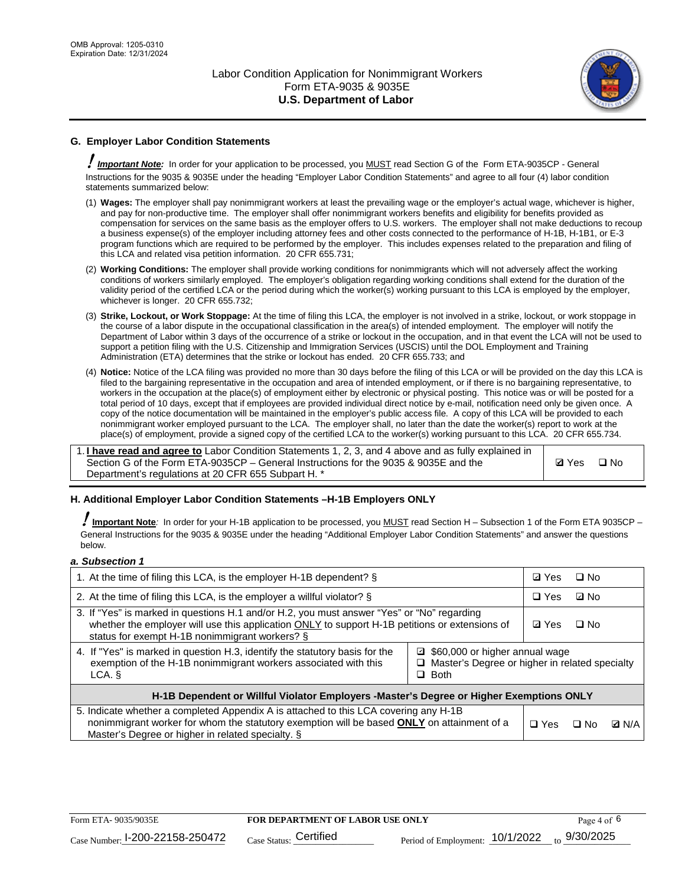## G. Employer Labor Condition Statements

! ***Important Note:*** In order for your application to be processed, you MUST read Section G of the Form ETA-9035CP - General Instructions for the 9035 & 9035E under the heading "Employer Labor Condition Statements" and agree to all four (4) labor condition statements summarized below:

(1) **Wages:** The employer shall pay nonimmigrant workers at least the prevailing wage or the employer's actual wage, whichever is higher, and pay for non-productive time. The employer shall offer nonimmigrant workers benefits and eligibility for benefits provided as compensation for services on the same basis as the employer offers to U.S. workers. The employer shall not make deductions to recoup a business expense(s) of the employer including attorney fees and other costs connected to the performance of H-1B, H-1B1, or E-3 program functions which are required to be performed by the employer. This includes expenses related to the preparation and filing of this LCA and related visa petition information. 20 CFR 655.731;

(2) **Working Conditions:** The employer shall provide working conditions for nonimmigrants which will not adversely affect the working conditions of workers similarly employed. The employer's obligation regarding working conditions shall extend for the duration of the validity period of the certified LCA or the period during which the worker(s) working pursuant to this LCA is employed by the employer, whichever is longer. 20 CFR 655.732;

(3) **Strike, Lockout, or Work Stoppage:** At the time of filing this LCA, the employer is not involved in a strike, lockout, or work stoppage in the course of a labor dispute in the occupational classification in the area(s) of intended employment. The employer will notify the Department of Labor within 3 days of the occurrence of a strike or lockout in the occupation, and in that event the LCA will not be used to support a petition filing with the U.S. Citizenship and Immigration Services (USCIS) until the DOL Employment and Training Administration (ETA) determines that the strike or lockout has ended. 20 CFR 655.733; and

(4) **Notice:** Notice of the LCA filing was provided no more than 30 days before the filing of this LCA or will be provided on the day this LCA is filed to the bargaining representative in the occupation and area of intended employment, or if there is no bargaining representative, to workers in the occupation at the place(s) of employment either by electronic or physical posting. This notice was or will be posted for a total period of 10 days, except that if employees are provided individual direct notice by e-mail, notification need only be given once. A copy of the notice documentation will be maintained in the employer's public access file. A copy of this LCA will be provided to each nonimmigrant worker employed pursuant to the LCA. The employer shall, no later than the date the worker(s) report to work at the place(s) of employment, provide a signed copy of the certified LCA to the worker(s) working pursuant to this LCA. 20 CFR 655.734.

| | |
|---|---|
| 1. **I have read and agree to** Labor Condition Statements 1, 2, 3, and 4 above and as fully explained in Section G of the Form ETA-9035CP – General Instructions for the 9035 & 9035E and the Department's regulations at 20 CFR 655 Subpart H. * | ☑ Yes ☐ No |

## H. Additional Employer Labor Condition Statements –H-1B Employers ONLY

! **Important Note**: In order for your H-1B application to be processed, you MUST read Section H – Subsection 1 of the Form ETA 9035CP – General Instructions for the 9035 & 9035E under the heading "Additional Employer Labor Condition Statements" and answer the questions below.

*a. Subsection 1*

| | | |
|---|---|---|
| 1. At the time of filing this LCA, is the employer H-1B dependent? § | | ☑ Yes ☐ No |
| 2. At the time of filing this LCA, is the employer a willful violator? § | | ☐ Yes ☑ No |
| 3. If "Yes" is marked in questions H.1 and/or H.2, you must answer "Yes" or "No" regarding whether the employer will use this application ONLY to support H-1B petitions or extensions of status for exempt H-1B nonimmigrant workers? § | | ☑ Yes ☐ No |
| 4. If "Yes" is marked in question H.3, identify the statutory basis for the exemption of the H-1B nonimmigrant workers associated with this LCA. § | ☑ $60,000 or higher annual wage<br>☐ Master's Degree or higher in related specialty<br>☐ Both | |
| **H-1B Dependent or Willful Violator Employers -Master's Degree or Higher Exemptions ONLY** | | |
| 5. Indicate whether a completed Appendix A is attached to this LCA covering any H-1B nonimmigrant worker for whom the statutory exemption will be based **ONLY** on attainment of a Master's Degree or higher in related specialty. § | | ☐ Yes ☐ No ☑ N/A |

Form ETA- 9035/9035E | FOR DEPARTMENT OF LABOR USE ONLY

Case Number: I-200-22158-250472 Case Status: Certified Period of Employment: 10/1/2022 to 9/30/2025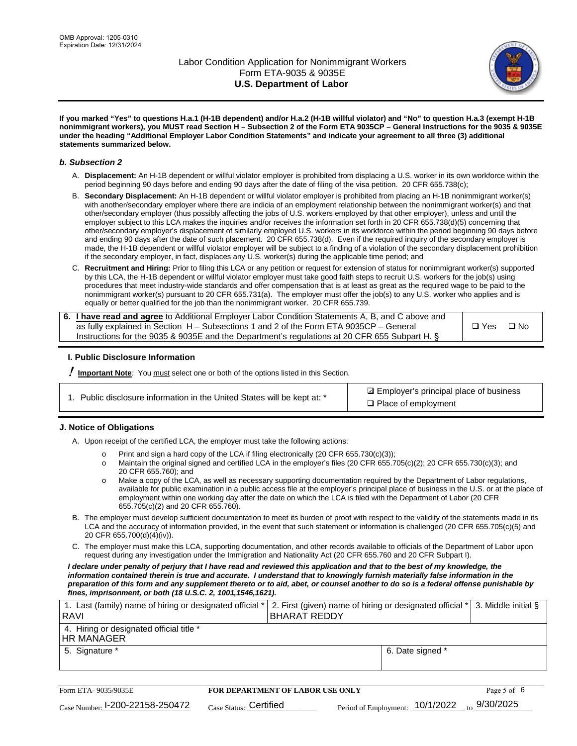**If you marked "Yes" to questions H.a.1 (H-1B dependent) and/or H.a.2 (H-1B willful violator) and "No" to question H.a.3 (exempt H-1B nonimmigrant workers), you MUST read Section H – Subsection 2 of the Form ETA 9035CP – General Instructions for the 9035 & 9035E under the heading "Additional Employer Labor Condition Statements" and indicate your agreement to all three (3) additional statements summarized below.**

### *b. Subsection 2*

A. **Displacement:** An H-1B dependent or willful violator employer is prohibited from displacing a U.S. worker in its own workforce within the period beginning 90 days before and ending 90 days after the date of filing of the visa petition. 20 CFR 655.738(c);

B. **Secondary Displacement:** An H-1B dependent or willful violator employer is prohibited from placing an H-1B nonimmigrant worker(s) with another/secondary employer where there are indicia of an employment relationship between the nonimmigrant worker(s) and that other/secondary employer (thus possibly affecting the jobs of U.S. workers employed by that other employer), unless and until the employer subject to this LCA makes the inquiries and/or receives the information set forth in 20 CFR 655.738(d)(5) concerning that other/secondary employer's displacement of similarly employed U.S. workers in its workforce within the period beginning 90 days before and ending 90 days after the date of such placement. 20 CFR 655.738(d). Even if the required inquiry of the secondary employer is made, the H-1B dependent or willful violator employer will be subject to a finding of a violation of the secondary displacement prohibition if the secondary employer, in fact, displaces any U.S. worker(s) during the applicable time period; and

C. **Recruitment and Hiring:** Prior to filing this LCA or any petition or request for extension of status for nonimmigrant worker(s) supported by this LCA, the H-1B dependent or willful violator employer must take good faith steps to recruit U.S. workers for the job(s) using procedures that meet industry-wide standards and offer compensation that is at least as great as the required wage to be paid to the nonimmigrant worker(s) pursuant to 20 CFR 655.731(a). The employer must offer the job(s) to any U.S. worker who applies and is equally or better qualified for the job than the nonimmigrant worker. 20 CFR 655.739.

| 6. **I have read and agree** to Additional Employer Labor Condition Statements A, B, and C above and as fully explained in Section H – Subsections 1 and 2 of the Form ETA 9035CP – General Instructions for the 9035 & 9035E and the Department's regulations at 20 CFR 655 Subpart H. § | ❑ Yes ❑ No |
|---|---|

### I. Public Disclosure Information

**! Important Note***:* You must select one or both of the options listed in this Section.

| 1. Public disclosure information in the United States will be kept at: * | ☑ Employer's principal place of business<br>❑ Place of employment |
|---|---|

### J. Notice of Obligations

A. Upon receipt of the certified LCA, the employer must take the following actions:

- o Print and sign a hard copy of the LCA if filing electronically (20 CFR 655.730(c)(3));
- o Maintain the original signed and certified LCA in the employer's files (20 CFR 655.705(c)(2); 20 CFR 655.730(c)(3); and 20 CFR 655.760); and
- o Make a copy of the LCA, as well as necessary supporting documentation required by the Department of Labor regulations, available for public examination in a public access file at the employer's principal place of business in the U.S. or at the place of employment within one working day after the date on which the LCA is filed with the Department of Labor (20 CFR 655.705(c)(2) and 20 CFR 655.760).

B. The employer must develop sufficient documentation to meet its burden of proof with respect to the validity of the statements made in its LCA and the accuracy of information provided, in the event that such statement or information is challenged (20 CFR 655.705(c)(5) and 20 CFR 655.700(d)(4)(iv)).

C. The employer must make this LCA, supporting documentation, and other records available to officials of the Department of Labor upon request during any investigation under the Immigration and Nationality Act (20 CFR 655.760 and 20 CFR Subpart I).

***I declare under penalty of perjury that I have read and reviewed this application and that to the best of my knowledge, the information contained therein is true and accurate. I understand that to knowingly furnish materially false information in the preparation of this form and any supplement thereto or to aid, abet, or counsel another to do so is a federal offense punishable by fines, imprisonment, or both (18 U.S.C. 2, 1001,1546,1621).***

| 1. Last (family) name of hiring or designated official * RAVI | 2. First (given) name of hiring or designated official * BHARAT REDDY | 3. Middle initial § |
|---|---|---|
| 4. Hiring or designated official title * HR MANAGER | | |
| 5. Signature * | 6. Date signed * | |

Form ETA- 9035/9035E | **FOR DEPARTMENT OF LABOR USE ONLY**

Case Number: I-200-22158-250472 | Case Status: Certified | Period of Employment: 10/1/2022 to 9/30/2025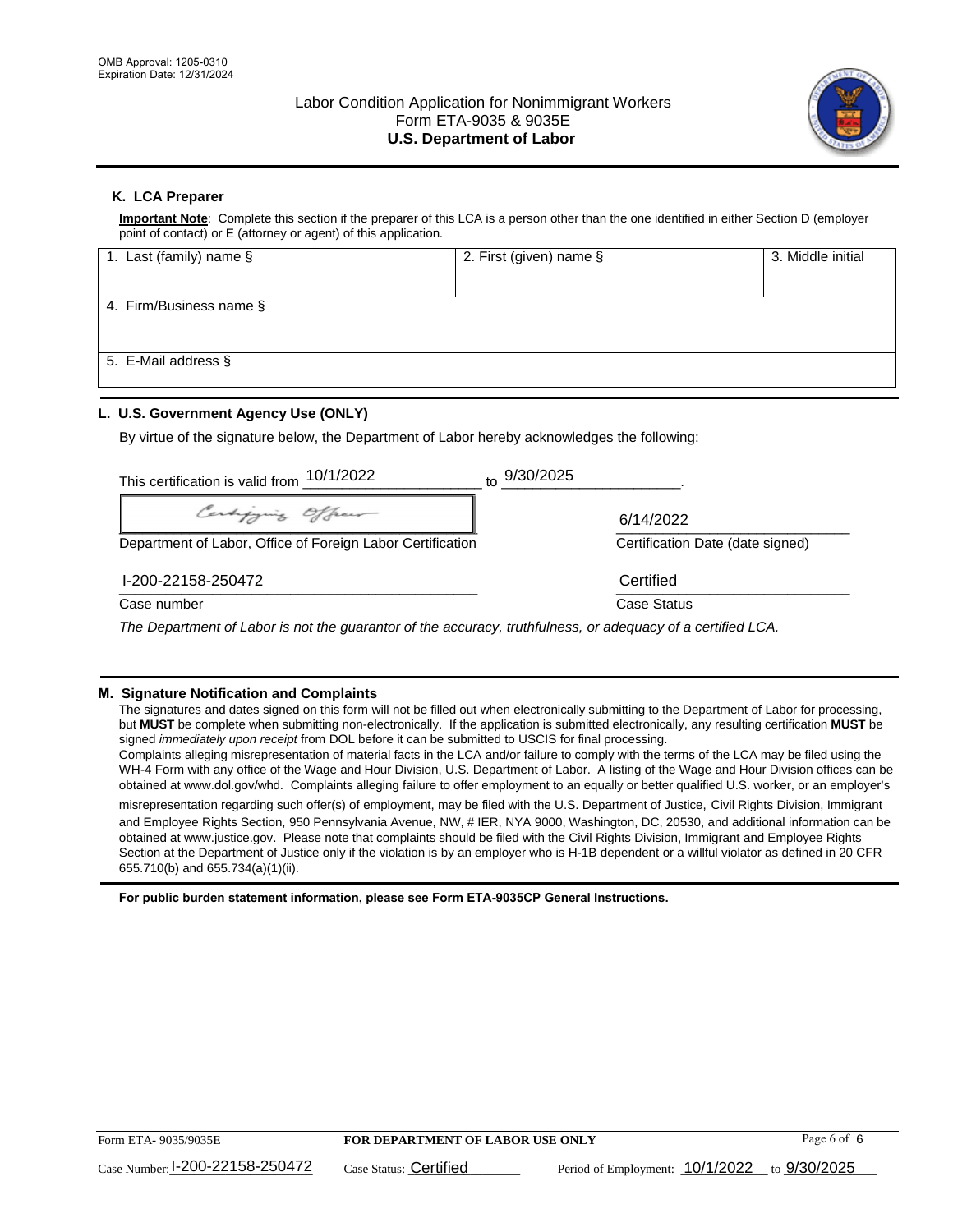OMB Approval: 1205-0310
Expiration Date: 12/31/2024

Labor Condition Application for Nonimmigrant Workers
Form ETA-9035 & 9035E
**U.S. Department of Labor**

### K. LCA Preparer

**Important Note**: Complete this section if the preparer of this LCA is a person other than the one identified in either Section D (employer point of contact) or E (attorney or agent) of this application.

| 1. Last (family) name § | 2. First (given) name § | 3. Middle initial |
|---|---|---|
| 4. Firm/Business name § | | |
| 5. E-Mail address § | | |

### L. U.S. Government Agency Use (ONLY)

By virtue of the signature below, the Department of Labor hereby acknowledges the following:

This certification is valid from 10/1/2022 to 9/30/2025.

Certifying Officer
Department of Labor, Office of Foreign Labor Certification

6/14/2022
Certification Date (date signed)

I-200-22158-250472
Case number

Certified
Case Status

*The Department of Labor is not the guarantor of the accuracy, truthfulness, or adequacy of a certified LCA.*

### M. Signature Notification and Complaints

The signatures and dates signed on this form will not be filled out when electronically submitting to the Department of Labor for processing, but **MUST** be complete when submitting non-electronically. If the application is submitted electronically, any resulting certification **MUST** be signed *immediately upon receipt* from DOL before it can be submitted to USCIS for final processing.

Complaints alleging misrepresentation of material facts in the LCA and/or failure to comply with the terms of the LCA may be filed using the WH-4 Form with any office of the Wage and Hour Division, U.S. Department of Labor. A listing of the Wage and Hour Division offices can be obtained at www.dol.gov/whd. Complaints alleging failure to offer employment to an equally or better qualified U.S. worker, or an employer's misrepresentation regarding such offer(s) of employment, may be filed with the U.S. Department of Justice, Civil Rights Division, Immigrant and Employee Rights Section, 950 Pennsylvania Avenue, NW, # IER, NYA 9000, Washington, DC, 20530, and additional information can be obtained at www.justice.gov. Please note that complaints should be filed with the Civil Rights Division, Immigrant and Employee Rights Section at the Department of Justice only if the violation is by an employer who is H-1B dependent or a willful violator as defined in 20 CFR 655.710(b) and 655.734(a)(1)(ii).

**For public burden statement information, please see Form ETA-9035CP General Instructions.**

Form ETA- 9035/9035E — **FOR DEPARTMENT OF LABOR USE ONLY**

Case Number: I-200-22158-250472 Case Status: Certified Period of Employment: 10/1/2022 to 9/30/2025